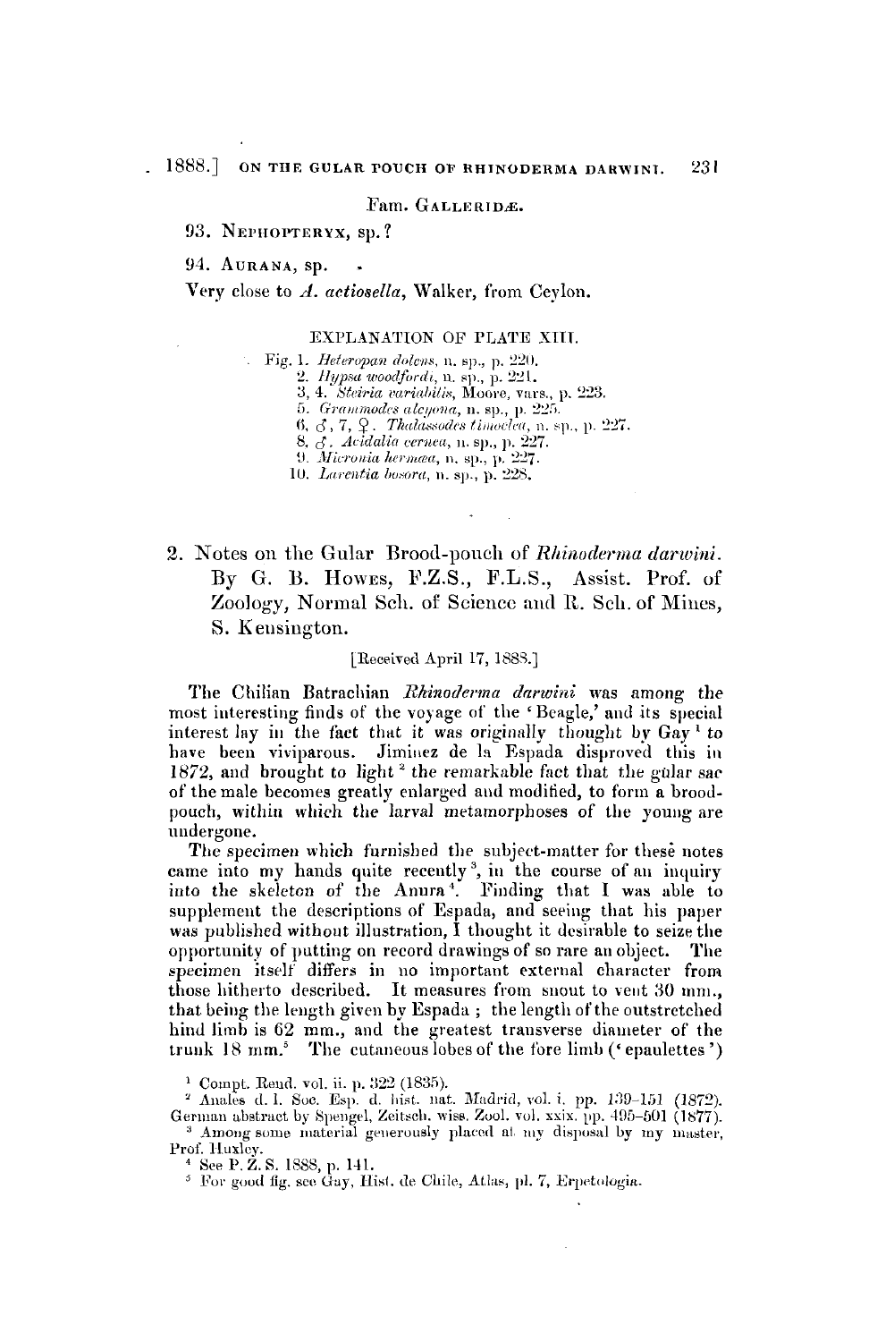Fam. GALLERIDÆ.

93. NEPHOPTERYX, sp.?

94. AURANA, sp.

Very close to *A. actiosella*, Walker, from Ceylon.

EXPLANATION OF PLATE XIII.

Fig. 1. *Heteropan dolens*, n. sp., p. 220.
2. *Hypsa woodfordi*, n. sp., p. 221.
3, 4. *Steiria variabilis*, Moore, vars., p. 223.
5. *Grammodes alcyona*, n. sp., p. 225.
6, ♂, 7, ♀. *Thalassodes timoclea*, n. sp., p. 227.
8, ♂. *Acidalia cernea*, n. sp., p. 227.
9. *Micronia hermæa*, n. sp., p. 227.
10. *Larentia bosora*, n. sp., p. 228.

## 2. Notes on the Gular Brood-pouch of *Rhinoderma darwini*. By G. B. HOWES, F.Z.S., F.L.S., Assist. Prof. of Zoology, Normal Sch. of Science and R. Sch. of Mines, S. Kensington.

[Received April 17, 1888.]

The Chilian Batrachian *Rhinoderma darwini* was among the most interesting finds of the voyage of the 'Beagle,' and its special interest lay in the fact that it was originally thought by Gay [1] to have been viviparous. Jiminez de la Espada disproved this in 1872, and brought to light [2] the remarkable fact that the gular sac of the male becomes greatly enlarged and modified, to form a brood-pouch, within which the larval metamorphoses of the young are undergone.

The specimen which furnished the subject-matter for these notes came into my hands quite recently [3], in the course of an inquiry into the skeleton of the Anura [4]. Finding that I was able to supplement the descriptions of Espada, and seeing that his paper was published without illustration, I thought it desirable to seize the opportunity of putting on record drawings of so rare an object. The specimen itself differs in no important external character from those hitherto described. It measures from snout to vent 30 mm., that being the length given by Espada; the length of the outstretched hind limb is 62 mm., and the greatest transverse diameter of the trunk 18 mm. [5] The cutaneous lobes of the fore limb ('epaulettes')

[1] Compt. Rend. vol. ii. p. 322 (1835).

[2] Anales d. l. Soc. Esp. d. hist. nat. Madrid, vol. i. pp. 139–151 (1872). German abstract by Spengel, Zeitsch. wiss. Zool. vol. xxix. pp. 495–501 (1877).

[3] Among some material generously placed at my disposal by my master, Prof. Huxley.

[4] See P. Z. S. 1888, p. 141.

[5] For good fig. see Gay, Hist. de Chile, Atlas, pl. 7, Erpetologia.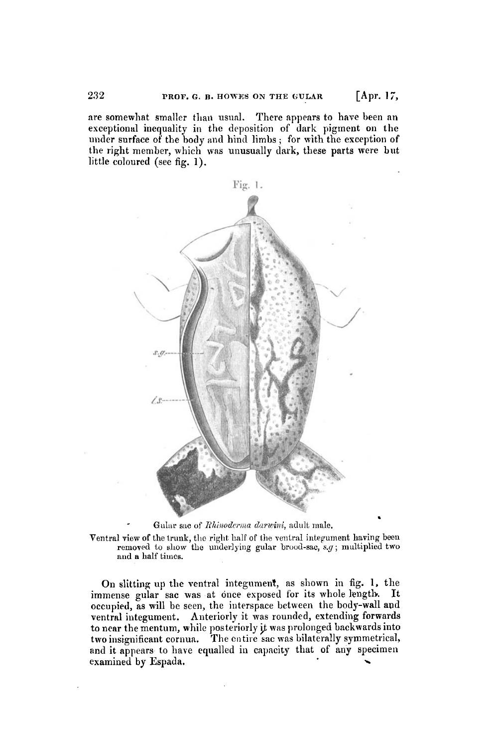are somewhat smaller than usual. There appears to have been an exceptional inequality in the deposition of dark pigment on the under surface of the body and hind limbs; for with the exception of the right member, which was unusually dark, these parts were but little coloured (see fig. 1).

Fig. 1.

Gular sac of *Rhinoderma darwini*, adult male.

Ventral view of the trunk, the right half of the ventral integument having been removed to show the underlying gular brood-sac, *s.g*; multiplied two and a half times.

On slitting up the ventral integument, as shown in fig. 1, the immense gular sac was at once exposed for its whole length. It occupied, as will be seen, the interspace between the body-wall and ventral integument. Anteriorly it was rounded, extending forwards to near the mentum, while posteriorly it was prolonged backwards into two insignificant cornua. The entire sac was bilaterally symmetrical, and it appears to have equalled in capacity that of any specimen examined by Espada.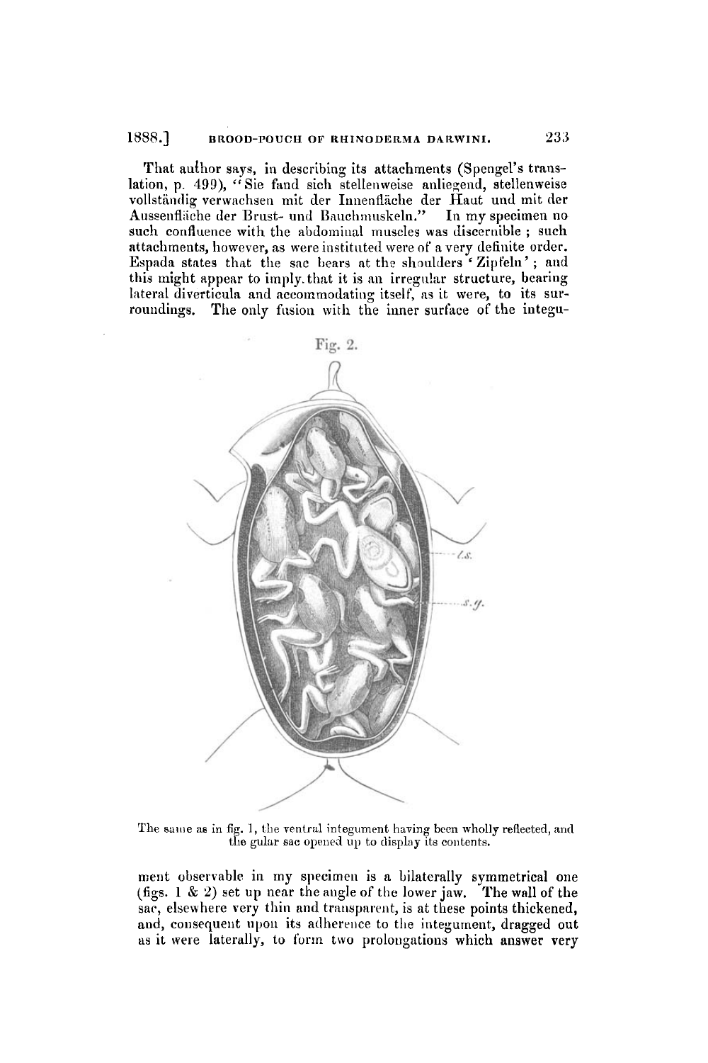That author says, in describing its attachments (Spengel's translation, p. 499), "Sie fand sich stellenweise anliegend, stellenweise vollständig verwachsen mit der Innenfläche der Haut und mit der Aussenfläche der Brust- und Bauchmuskeln." In my specimen no such confluence with the abdominal muscles was discernible; such attachments, however, as were instituted were of a very definite order. Espada states that the sac bears at the shoulders 'Zipfeln'; and this might appear to imply that it is an irregular structure, bearing lateral diverticula and accommodating itself, as it were, to its surroundings. The only fusion with the inner surface of the integument observable in my specimen is a bilaterally symmetrical one (figs. 1 & 2) set up near the angle of the lower jaw. The wall of the sac, elsewhere very thin and transparent, is at these points thickened, and, consequent upon its adherence to the integument, dragged out as it were laterally, to form two prolongations which answer very

Fig. 2.

The same as in fig. 1, the ventral integument having been wholly reflected, and the gular sac opened up to display its contents.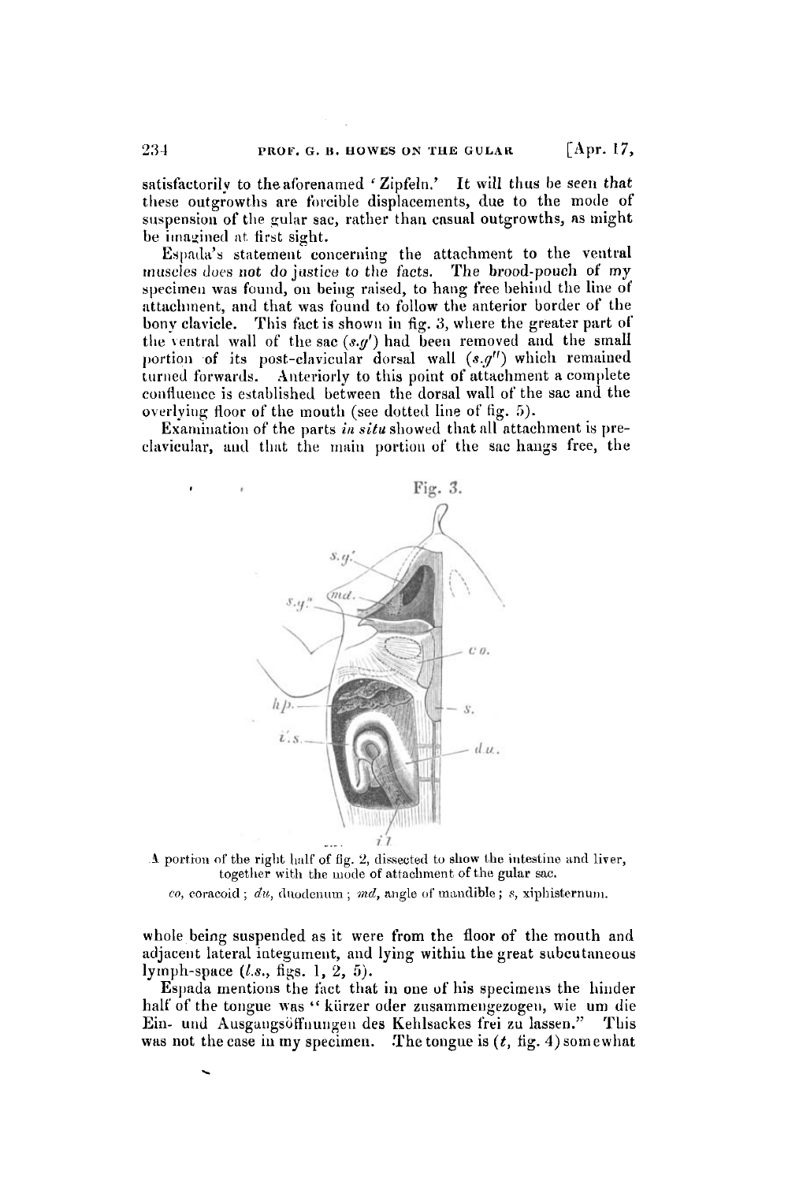satisfactorily to the aforenamed 'Zipfeln.' It will thus be seen that these outgrowths are forcible displacements, due to the mode of suspension of the gular sac, rather than casual outgrowths, as might be imagined at first sight.

Espada's statement concerning the attachment to the ventral muscles does not do justice to the facts. The brood-pouch of my specimen was found, on being raised, to hang free behind the line of attachment, and that was found to follow the anterior border of the bony clavicle. This fact is shown in fig. 3, where the greater part of the ventral wall of the sac (*s.g'*) had been removed and the small portion of its post-clavicular dorsal wall (*s.g''*) which remained turned forwards. Anteriorly to this point of attachment a complete confluence is established between the dorsal wall of the sac and the overlying floor of the mouth (see dotted line of fig. 5).

Examination of the parts *in situ* showed that all attachment is pre-clavicular, and that the main portion of the sac hangs free, the

Fig. 3.

A portion of the right half of fig. 2, dissected to show the intestine and liver, together with the mode of attachment of the gular sac.

*co*, coracoid; *du*, duodenum; *md*, angle of mandible; *s*, xiphisternum.

whole being suspended as it were from the floor of the mouth and adjacent lateral integument, and lying within the great subcutaneous lymph-space (*l.s.*, figs. 1, 2, 5).

Espada mentions the fact that in one of his specimens the hinder half of the tongue was "kürzer oder zusammengezogen, wie um die Ein- und Ausgangsöffnungen des Kehlsackes frei zu lassen." This was not the case in my specimen. The tongue is (*t*, fig. 4) somewhat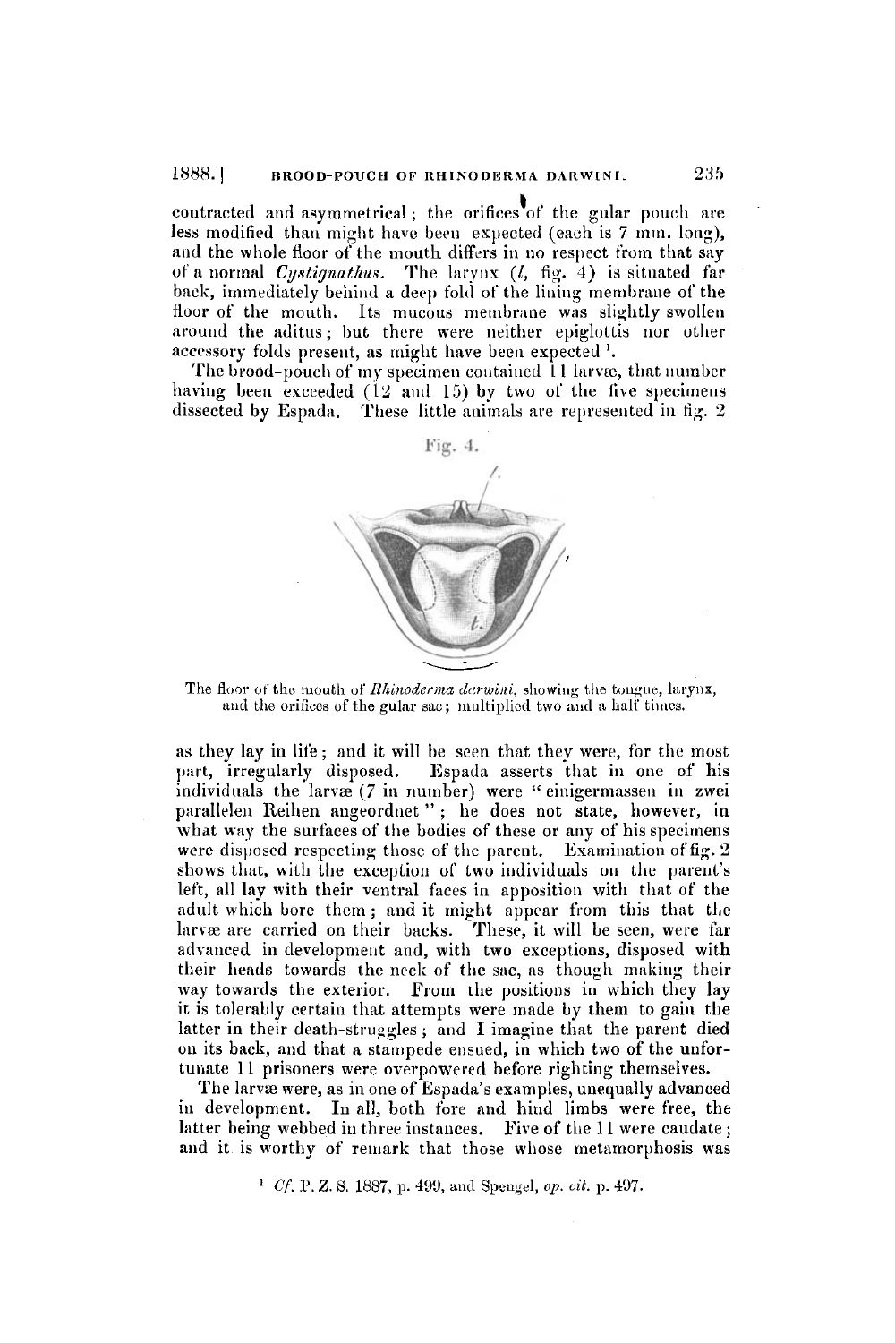contracted and asymmetrical; the orifices of the gular pouch are less modified than might have been expected (each is 7 mm. long), and the whole floor of the mouth differs in no respect from that say of a normal *Cystignathus*. The larynx (*l*, fig. 4) is situated far back, immediately behind a deep fold of the lining membrane of the floor of the mouth. Its mucous membrane was slightly swollen around the aditus; but there were neither epiglottis nor other accessory folds present, as might have been expected [1].

The brood-pouch of my specimen contained 11 larvæ, that number having been exceeded (12 and 15) by two of the five specimens dissected by Espada. These little animals are represented in fig. 2

Fig. 4.

The floor of the mouth of *Rhinoderma darwini*, showing the tongue, larynx, and the orifices of the gular sac; multiplied two and a half times.

as they lay in life; and it will be seen that they were, for the most part, irregularly disposed. Espada asserts that in one of his individuals the larvæ (7 in number) were "einigermassen in zwei parallelen Reihen angeordnet"; he does not state, however, in what way the surfaces of the bodies of these or any of his specimens were disposed respecting those of the parent. Examination of fig. 2 shows that, with the exception of two individuals on the parent's left, all lay with their ventral faces in apposition with that of the adult which bore them; and it might appear from this that the larvæ are carried on their backs. These, it will be seen, were far advanced in development and, with two exceptions, disposed with their heads towards the neck of the sac, as though making their way towards the exterior. From the positions in which they lay it is tolerably certain that attempts were made by them to gain the latter in their death-struggles; and I imagine that the parent died on its back, and that a stampede ensued, in which two of the unfortunate 11 prisoners were overpowered before righting themselves.

The larvæ were, as in one of Espada's examples, unequally advanced in development. In all, both fore and hind limbs were free, the latter being webbed in three instances. Five of the 11 were caudate; and it is worthy of remark that those whose metamorphosis was

[1] *Cf.* P. Z. S. 1887, p. 499, and Spengel, *op. cit.* p. 497.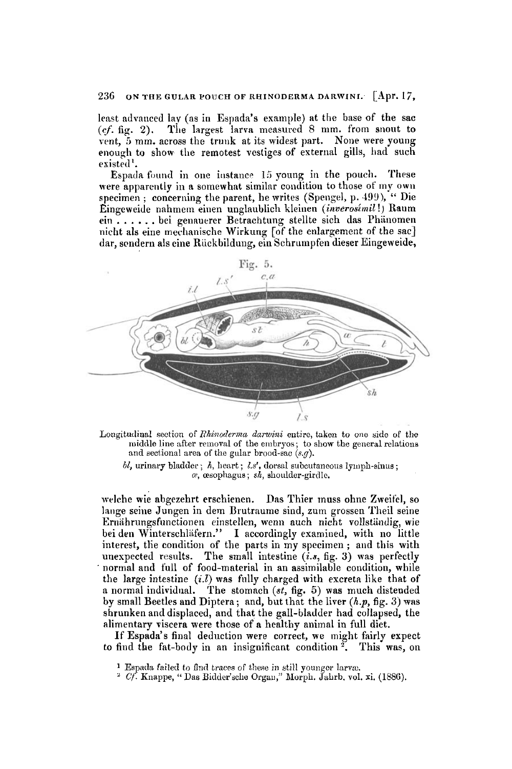least advanced lay (as in Espada's example) at the base of the sac (*cf.* fig. 2). The largest larva measured 8 mm. from snout to vent, 5 mm. across the trunk at its widest part. None were young enough to show the remotest vestiges of external gills, had such existed[1].

Espada found in one instance 15 young in the pouch. These were apparently in a somewhat similar condition to those of my own specimen; concerning the parent, he writes (Spengel, p. 499), "Die Eingeweide nahmem einen unglaublich kleinen (*inverosímil!*) Raum ein . . . . . . bei genauerer Betrachtung stellte sich das Phänomen nicht als eine mechanische Wirkung [of the enlargement of the sac] dar, sondern als eine Rückbildung, ein Schrumpfen dieser Eingeweide,

Fig. 5.

Longitudinal section of *Rhinoderma darwini* entire, taken to one side of the middle line after removal of the embryos; to show the general relations and sectional area of the gular brood-sac (*s.g*).

*bl*, urinary bladder; *h*, heart; *l.s'*, dorsal subcutaneous lymph-sinus; *œ*, œsophagus; *sh*, shoulder-girdle.

welche wie abgezehrt erschienen. Das Thier muss ohne Zweifel, so lange seine Jungen in dem Brutraume sind, zum grossen Theil seine Ernährungsfunctionen einstellen, wenn auch nicht vollständig, wie bei den Winterschläfern." I accordingly examined, with no little interest, the condition of the parts in my specimen; and this with unexpected results. The small intestine (*i.s*, fig. 3) was perfectly normal and full of food-material in an assimilable condition, while the large intestine (*i.l*) was fully charged with excreta like that of a normal individual. The stomach (*st*, fig. 5) was much distended by small Beetles and Diptera; and, but that the liver (*h.p*, fig. 3) was shrunken and displaced, and that the gall-bladder had collapsed, the alimentary viscera were those of a healthy animal in full diet.

If Espada's final deduction were correct, we might fairly expect to find the fat-body in an insignificant condition[2]. This was, on

[1] Espada failed to find traces of these in still younger larvæ.

[2] *Cf.* Knappe, "Das Bidder'sche Organ," Morph. Jahrb. vol. xi. (1886).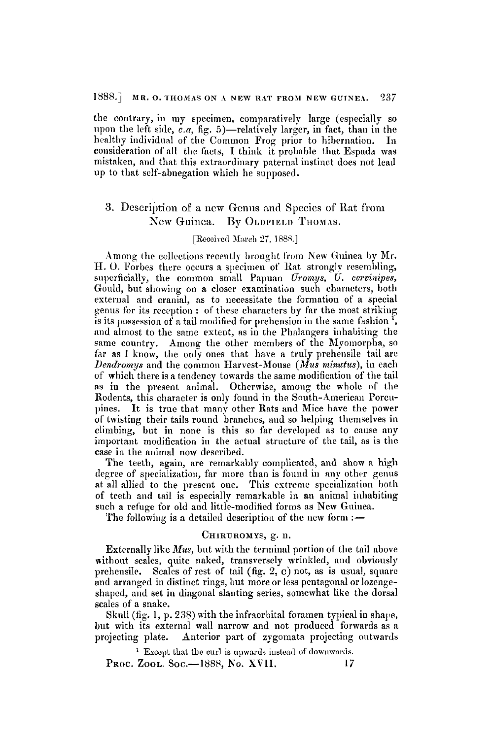the contrary, in my specimen, comparatively large (especially so upon the left side, *c.a*, fig. 5)—relatively larger, in fact, than in the healthy individual of the Common Frog prior to hibernation. In consideration of all the facts, I think it probable that Espada was mistaken, and that this extraordinary paternal instinct does not lead up to that self-abnegation which he supposed.

## 3. Description of a new Genus and Species of Rat from New Guinea. By Oldfield Thomas.

[Received March 27, 1888.]

Among the collections recently brought from New Guinea by Mr. H. O. Forbes there occurs a specimen of Rat strongly resembling, superficially, the common small Papuan *Uromys*, *U. cervinipes*, Gould, but showing on a closer examination such characters, both external and cranial, as to necessitate the formation of a special genus for its reception: of these characters by far the most striking is its possession of a tail modified for prehension in the same fashion [1], and almost to the same extent, as in the Phalangers inhabiting the same country. Among the other members of the Myomorpha, so far as I know, the only ones that have a truly prehensile tail are *Dendromys* and the common Harvest-Mouse (*Mus minutus*), in each of which there is a tendency towards the same modification of the tail as in the present animal. Otherwise, among the whole of the Rodents, this character is only found in the South-American Porcupines. It is true that many other Rats and Mice have the power of twisting their tails round branches, and so helping themselves in climbing, but in none is this so far developed as to cause any important modification in the actual structure of the tail, as is the case in the animal now described.

The teeth, again, are remarkably complicated, and show a high degree of specialization, far more than is found in any other genus at all allied to the present one. This extreme specialization both of teeth and tail is especially remarkable in an animal inhabiting such a refuge for old and little-modified forms as New Guinea.

The following is a detailed description of the new form:—

### Chiruromys, g. n.

Externally like *Mus*, but with the terminal portion of the tail above without scales, quite naked, transversely wrinkled, and obviously prehensile. Scales of rest of tail (fig. 2, c) not, as is usual, square and arranged in distinct rings, but more or less pentagonal or lozenge-shaped, and set in diagonal slanting series, somewhat like the dorsal scales of a snake.

Skull (fig. 1, p. 238) with the infraorbital foramen typical in shape, but with its external wall narrow and not produced forwards as a projecting plate. Anterior part of zygomata projecting outwards

[1] Except that the curl is upwards instead of downwards.